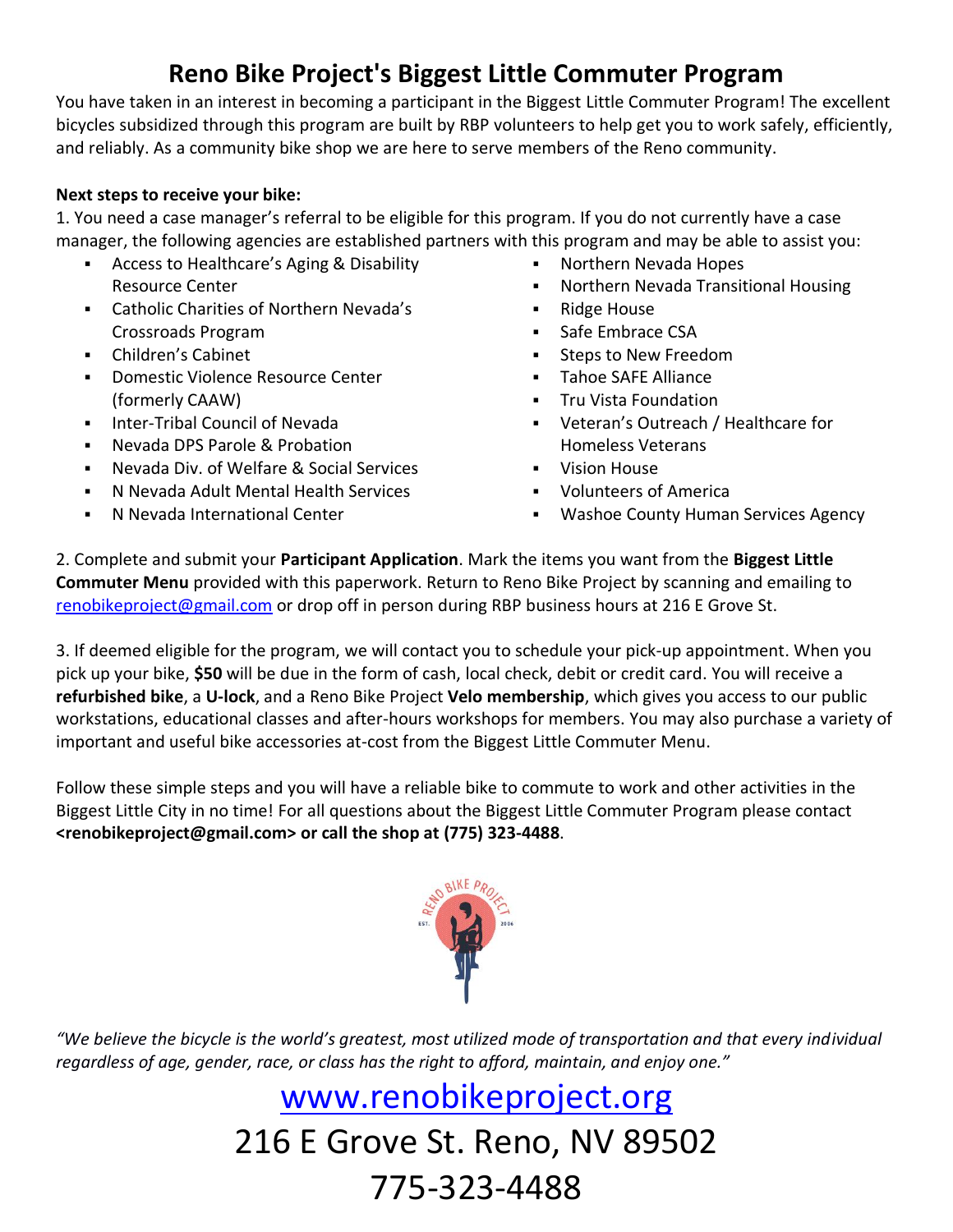# Reno Bike Project's Biggest Little Commuter Program

You have taken in an interest in becoming a participant in the Biggest Little Commuter Program! The excellent bicycles subsidized through this program are built by RBP volunteers to help get you to work safely, efficiently, and reliably. As a community bike shop we are here to serve members of the Reno community.

**Next steps to receive your bike:**

1. You need a case manager's referral to be eligible for this program. If you do not currently have a case manager, the following agencies are established partners with this program and may be able to assist you:

- Access to Healthcare's Aging & Disability Resource Center
- Catholic Charities of Northern Nevada's Crossroads Program
- Children's Cabinet
- Domestic Violence Resource Center (formerly CAAW)
- Inter-Tribal Council of Nevada
- Nevada DPS Parole & Probation
- Nevada Div. of Welfare & Social Services
- N Nevada Adult Mental Health Services
- N Nevada International Center
- Northern Nevada Hopes
- Northern Nevada Transitional Housing
- Ridge House
- Safe Embrace CSA
- Steps to New Freedom
- Tahoe SAFE Alliance
- Tru Vista Foundation
- Veteran's Outreach / Healthcare for Homeless Veterans
- Vision House
- Volunteers of America
- Washoe County Human Services Agency

2. Complete and submit your **Participant Application**. Mark the items you want from the **Biggest Little Commuter Menu** provided with this paperwork. Return to Reno Bike Project by scanning and emailing to renobikeproject@gmail.com or drop off in person during RBP business hours at 216 E Grove St.

3. If deemed eligible for the program, we will contact you to schedule your pick-up appointment. When you pick up your bike, **$50** will be due in the form of cash, local check, debit or credit card. You will receive a **refurbished bike**, a **U-lock**, and a Reno Bike Project **Velo membership**, which gives you access to our public workstations, educational classes and after-hours workshops for members. You may also purchase a variety of important and useful bike accessories at-cost from the Biggest Little Commuter Menu.

Follow these simple steps and you will have a reliable bike to commute to work and other activities in the Biggest Little City in no time! For all questions about the Biggest Little Commuter Program please contact **<renobikeproject@gmail.com> or call the shop at (775) 323-4488**.

*"We believe the bicycle is the world's greatest, most utilized mode of transportation and that every individual regardless of age, gender, race, or class has the right to afford, maintain, and enjoy one."*

www.renobikeproject.org

216 E Grove St. Reno, NV 89502

775-323-4488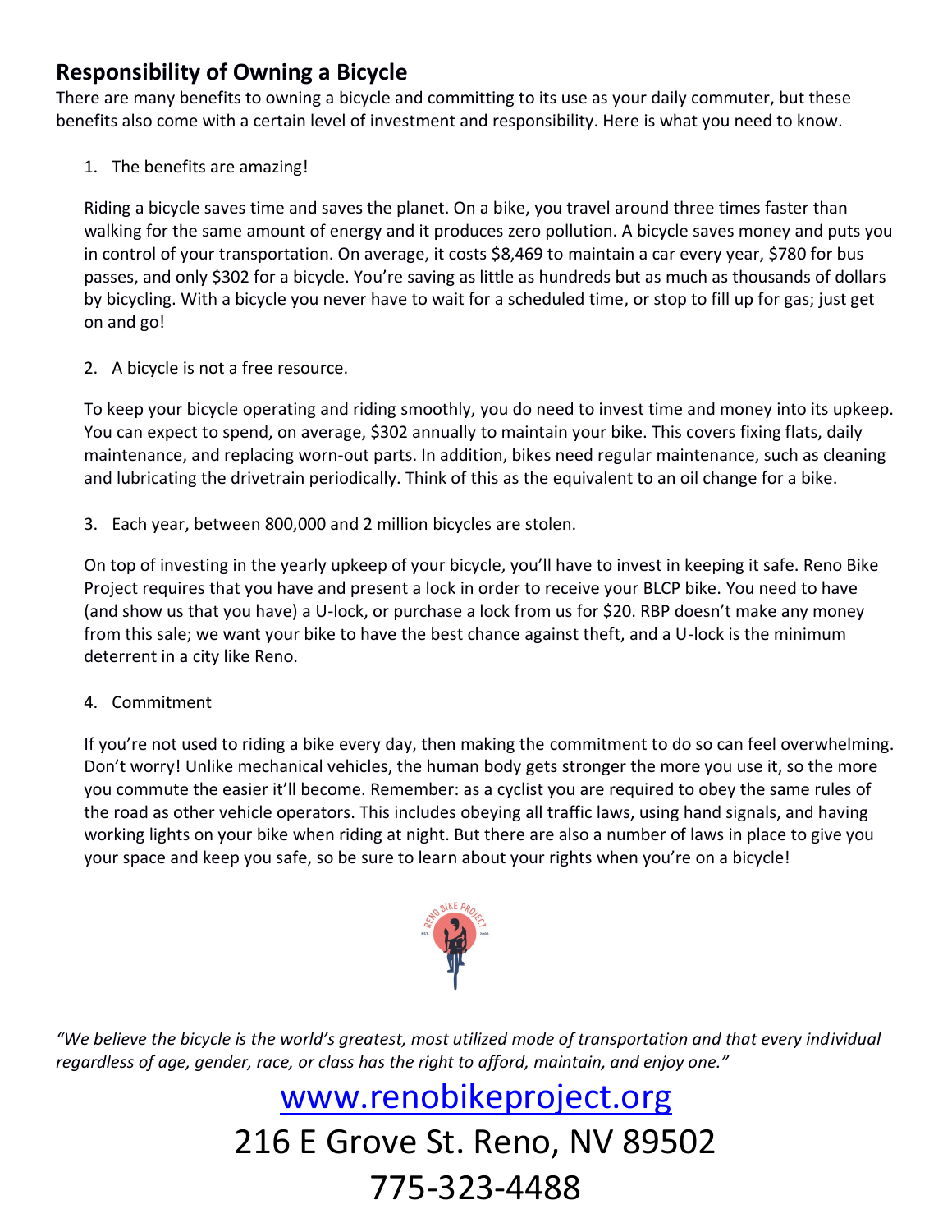## Responsibility of Owning a Bicycle

There are many benefits to owning a bicycle and committing to its use as your daily commuter, but these benefits also come with a certain level of investment and responsibility. Here is what you need to know.

1. The benefits are amazing!

Riding a bicycle saves time and saves the planet. On a bike, you travel around three times faster than walking for the same amount of energy and it produces zero pollution. A bicycle saves money and puts you in control of your transportation. On average, it costs $8,469 to maintain a car every year, $780 for bus passes, and only $302 for a bicycle. You're saving as little as hundreds but as much as thousands of dollars by bicycling. With a bicycle you never have to wait for a scheduled time, or stop to fill up for gas; just get on and go!

2. A bicycle is not a free resource.

To keep your bicycle operating and riding smoothly, you do need to invest time and money into its upkeep. You can expect to spend, on average, $302 annually to maintain your bike. This covers fixing flats, daily maintenance, and replacing worn-out parts. In addition, bikes need regular maintenance, such as cleaning and lubricating the drivetrain periodically. Think of this as the equivalent to an oil change for a bike.

3. Each year, between 800,000 and 2 million bicycles are stolen.

On top of investing in the yearly upkeep of your bicycle, you'll have to invest in keeping it safe. Reno Bike Project requires that you have and present a lock in order to receive your BLCP bike. You need to have (and show us that you have) a U-lock, or purchase a lock from us for $20. RBP doesn't make any money from this sale; we want your bike to have the best chance against theft, and a U-lock is the minimum deterrent in a city like Reno.

4. Commitment

If you're not used to riding a bike every day, then making the commitment to do so can feel overwhelming. Don't worry! Unlike mechanical vehicles, the human body gets stronger the more you use it, so the more you commute the easier it'll become. Remember: as a cyclist you are required to obey the same rules of the road as other vehicle operators. This includes obeying all traffic laws, using hand signals, and having working lights on your bike when riding at night. But there are also a number of laws in place to give you your space and keep you safe, so be sure to learn about your rights when you're on a bicycle!

*"We believe the bicycle is the world's greatest, most utilized mode of transportation and that every individual regardless of age, gender, race, or class has the right to afford, maintain, and enjoy one."*

[www.renobikeproject.org](http://www.renobikeproject.org)

216 E Grove St. Reno, NV 89502

775-323-4488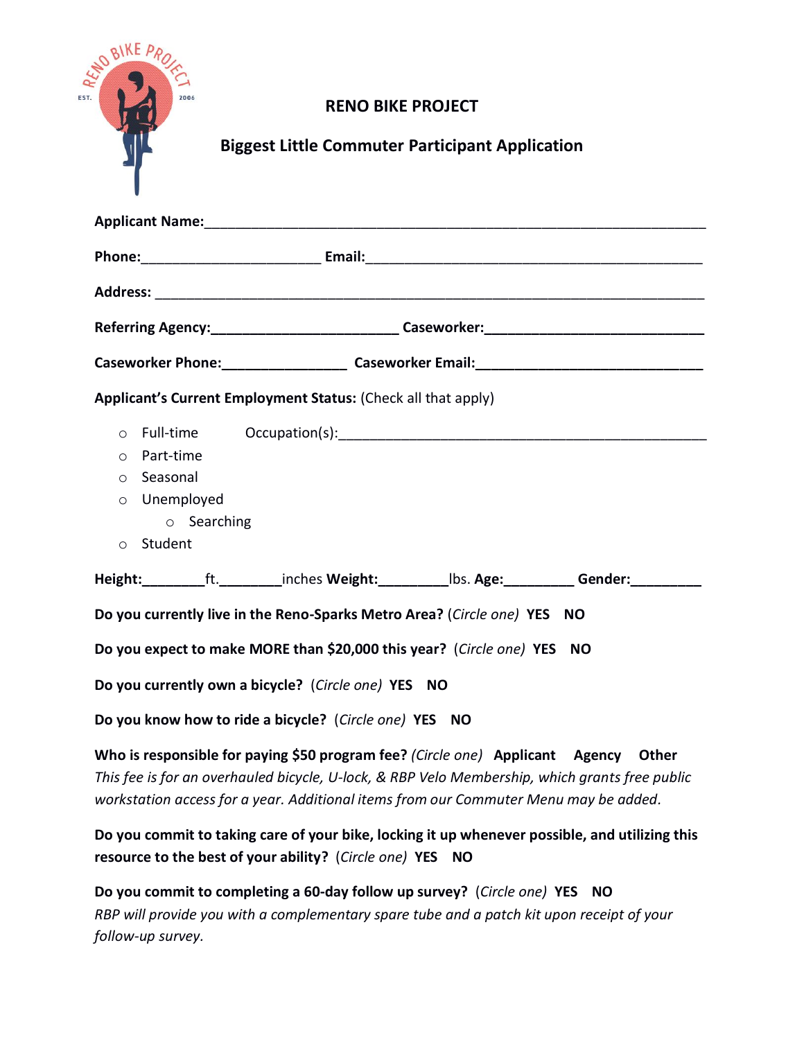# RENO BIKE PROJECT

## Biggest Little Commuter Participant Application

**Applicant Name:**_______________________________________________________________

**Phone:**______________________ **Email:**__________________________________________

**Address:** _____________________________________________________________________

**Referring Agency:**_______________________ **Caseworker:**___________________________

**Caseworker Phone:**_______________ **Caseworker Email:**____________________________

**Applicant's Current Employment Status:** (Check all that apply)

- Full-time      Occupation(s):_____________________________________________
- Part-time
- Seasonal
- Unemployed
    - Searching
- Student

**Height:**________ft.________inches **Weight:**_________lbs. **Age:**_________ **Gender:**_________

**Do you currently live in the Reno-Sparks Metro Area?** (*Circle one*) **YES NO**

**Do you expect to make MORE than $20,000 this year?** (*Circle one*) **YES NO**

**Do you currently own a bicycle?** (*Circle one*) **YES NO**

**Do you know how to ride a bicycle?** (*Circle one*) **YES NO**

**Who is responsible for paying $50 program fee?** *(Circle one)* **Applicant Agency Other**
*This fee is for an overhauled bicycle, U-lock, & RBP Velo Membership, which grants free public workstation access for a year. Additional items from our Commuter Menu may be added.*

**Do you commit to taking care of your bike, locking it up whenever possible, and utilizing this resource to the best of your ability?** (*Circle one*) **YES NO**

**Do you commit to completing a 60-day follow up survey?** (*Circle one*) **YES NO**
*RBP will provide you with a complementary spare tube and a patch kit upon receipt of your follow-up survey.*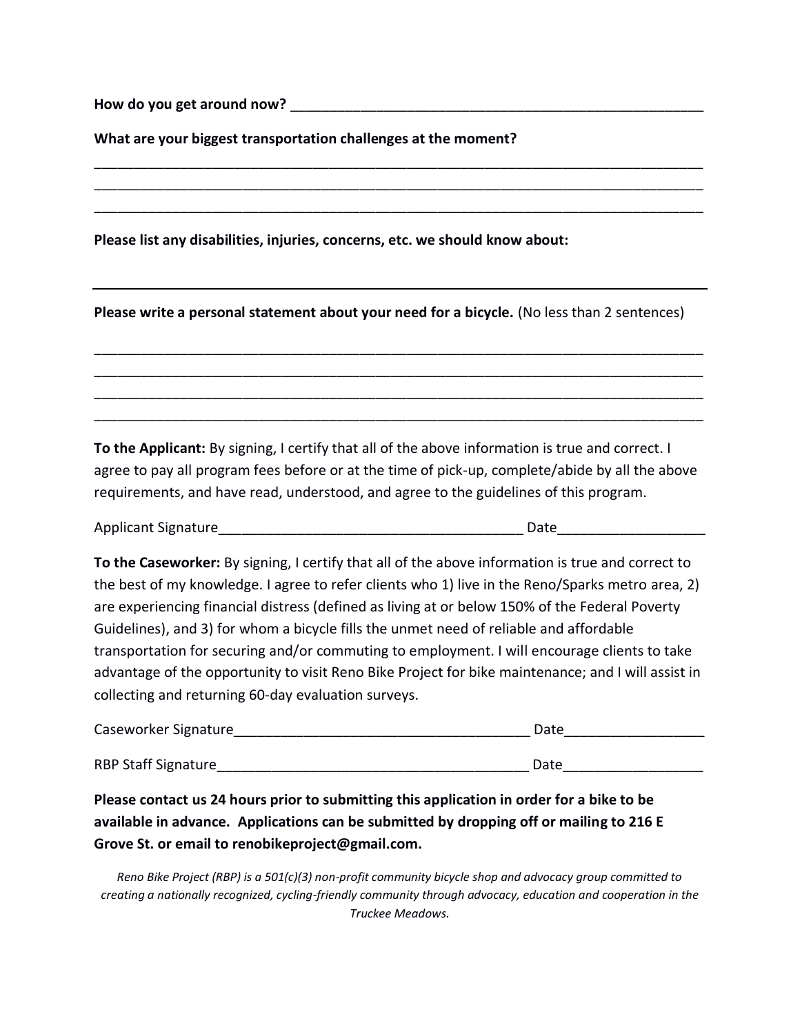**How do you get around now?** ______________________________________________________

**What are your biggest transportation challenges at the moment?**

_______________________________________________________________________________
_______________________________________________________________________________
_______________________________________________________________________________

**Please list any disabilities, injuries, concerns, etc. we should know about:**

_______________________________________________________________________________

**Please write a personal statement about your need for a bicycle.** (No less than 2 sentences)

_______________________________________________________________________________
_______________________________________________________________________________
_______________________________________________________________________________
_______________________________________________________________________________

**To the Applicant:** By signing, I certify that all of the above information is true and correct. I agree to pay all program fees before or at the time of pick-up, complete/abide by all the above requirements, and have read, understood, and agree to the guidelines of this program.

Applicant Signature_______________________________________ Date__________________

**To the Caseworker:** By signing, I certify that all of the above information is true and correct to the best of my knowledge. I agree to refer clients who 1) live in the Reno/Sparks metro area, 2) are experiencing financial distress (defined as living at or below 150% of the Federal Poverty Guidelines), and 3) for whom a bicycle fills the unmet need of reliable and affordable transportation for securing and/or commuting to employment. I will encourage clients to take advantage of the opportunity to visit Reno Bike Project for bike maintenance; and I will assist in collecting and returning 60-day evaluation surveys.

Caseworker Signature_____________________________________ Date_________________

RBP Staff Signature_______________________________________ Date_________________

**Please contact us 24 hours prior to submitting this application in order for a bike to be available in advance. Applications can be submitted by dropping off or mailing to 216 E Grove St. or email to renobikeproject@gmail.com.**

*Reno Bike Project (RBP) is a 501(c)(3) non-profit community bicycle shop and advocacy group committed to creating a nationally recognized, cycling-friendly community through advocacy, education and cooperation in the Truckee Meadows.*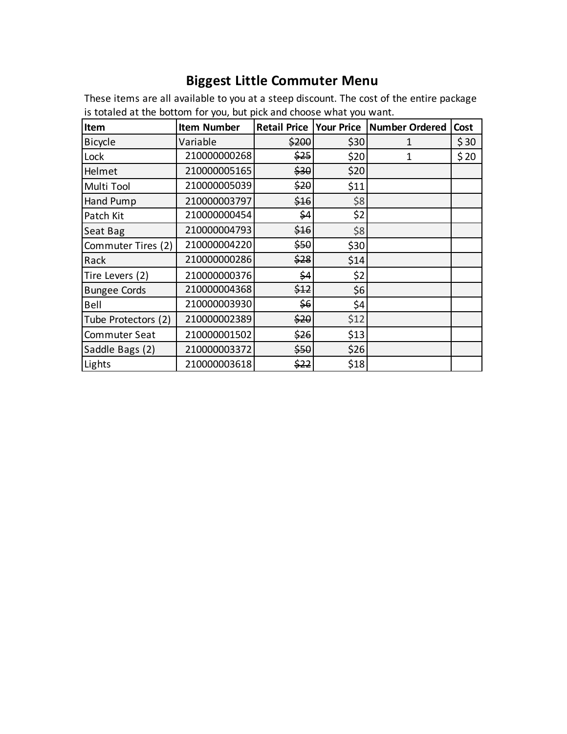# Biggest Little Commuter Menu

These items are all available to you at a steep discount. The cost of the entire package is totaled at the bottom for you, but pick and choose what you want.

| Item | Item Number | Retail Price | Your Price | Number Ordered | Cost |
|---|---|---|---|---|---|
| Bicycle | Variable | ~~$200~~ | $30 | 1 | $ 30 |
| Lock | 210000000268 | ~~$25~~ | $20 | 1 | $ 20 |
| Helmet | 210000005165 | ~~$30~~ | $20 | | |
| Multi Tool | 210000005039 | ~~$20~~ | $11 | | |
| Hand Pump | 210000003797 | ~~$16~~ | $8 | | |
| Patch Kit | 210000000454 | ~~$4~~ | $2 | | |
| Seat Bag | 210000004793 | ~~$16~~ | $8 | | |
| Commuter Tires (2) | 210000004220 | ~~$50~~ | $30 | | |
| Rack | 210000000286 | ~~$28~~ | $14 | | |
| Tire Levers (2) | 210000000376 | ~~$4~~ | $2 | | |
| Bungee Cords | 210000004368 | ~~$12~~ | $6 | | |
| Bell | 210000003930 | ~~$6~~ | $4 | | |
| Tube Protectors (2) | 210000002389 | ~~$20~~ | $12 | | |
| Commuter Seat | 210000001502 | ~~$26~~ | $13 | | |
| Saddle Bags (2) | 210000003372 | ~~$50~~ | $26 | | |
| Lights | 210000003618 | ~~$22~~ | $18 | | |